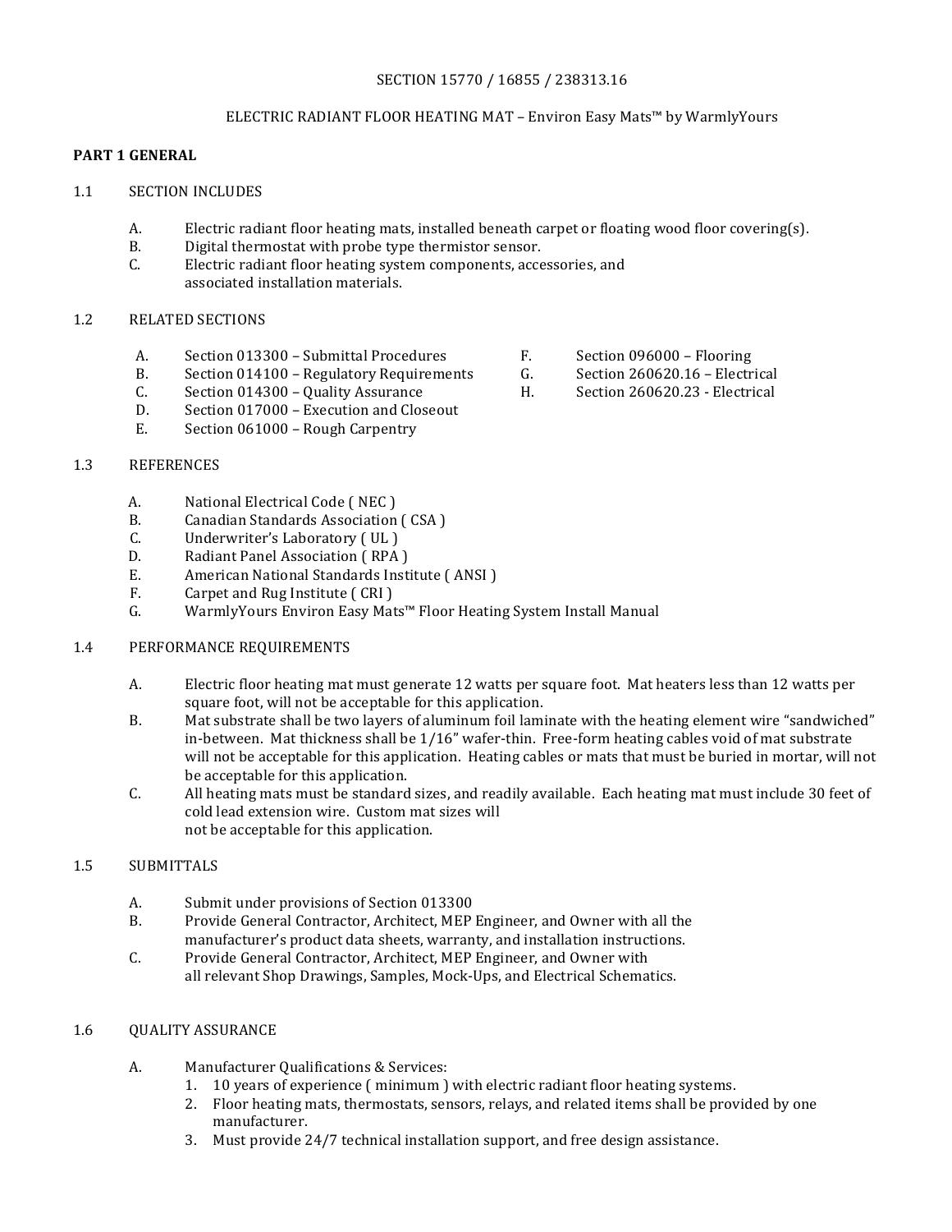SECTION 15770 / 16855 / 238313.16

ELECTRIC RADIANT FLOOR HEATING MAT – Environ Easy Mats™ by WarmlyYours

**PART 1 GENERAL**

1.1 SECTION INCLUDES

A. Electric radiant floor heating mats, installed beneath carpet or floating wood floor covering(s).
B. Digital thermostat with probe type thermistor sensor.
C. Electric radiant floor heating system components, accessories, and associated installation materials.

1.2 RELATED SECTIONS

A. Section 013300 – Submittal Procedures
B. Section 014100 – Regulatory Requirements
C. Section 014300 – Quality Assurance
D. Section 017000 – Execution and Closeout
E. Section 061000 – Rough Carpentry
F. Section 096000 – Flooring
G. Section 260620.16 – Electrical
H. Section 260620.23 - Electrical

1.3 REFERENCES

A. National Electrical Code ( NEC )
B. Canadian Standards Association ( CSA )
C. Underwriter's Laboratory ( UL )
D. Radiant Panel Association ( RPA )
E. American National Standards Institute ( ANSI )
F. Carpet and Rug Institute ( CRI )
G. WarmlyYours Environ Easy Mats™ Floor Heating System Install Manual

1.4 PERFORMANCE REQUIREMENTS

A. Electric floor heating mat must generate 12 watts per square foot. Mat heaters less than 12 watts per square foot, will not be acceptable for this application.
B. Mat substrate shall be two layers of aluminum foil laminate with the heating element wire "sandwiched" in-between. Mat thickness shall be 1/16" wafer-thin. Free-form heating cables void of mat substrate will not be acceptable for this application. Heating cables or mats that must be buried in mortar, will not be acceptable for this application.
C. All heating mats must be standard sizes, and readily available. Each heating mat must include 30 feet of cold lead extension wire. Custom mat sizes will not be acceptable for this application.

1.5 SUBMITTALS

A. Submit under provisions of Section 013300
B. Provide General Contractor, Architect, MEP Engineer, and Owner with all the manufacturer's product data sheets, warranty, and installation instructions.
C. Provide General Contractor, Architect, MEP Engineer, and Owner with all relevant Shop Drawings, Samples, Mock-Ups, and Electrical Schematics.

1.6 QUALITY ASSURANCE

A. Manufacturer Qualifications & Services:
   1. 10 years of experience ( minimum ) with electric radiant floor heating systems.
   2. Floor heating mats, thermostats, sensors, relays, and related items shall be provided by one manufacturer.
   3. Must provide 24/7 technical installation support, and free design assistance.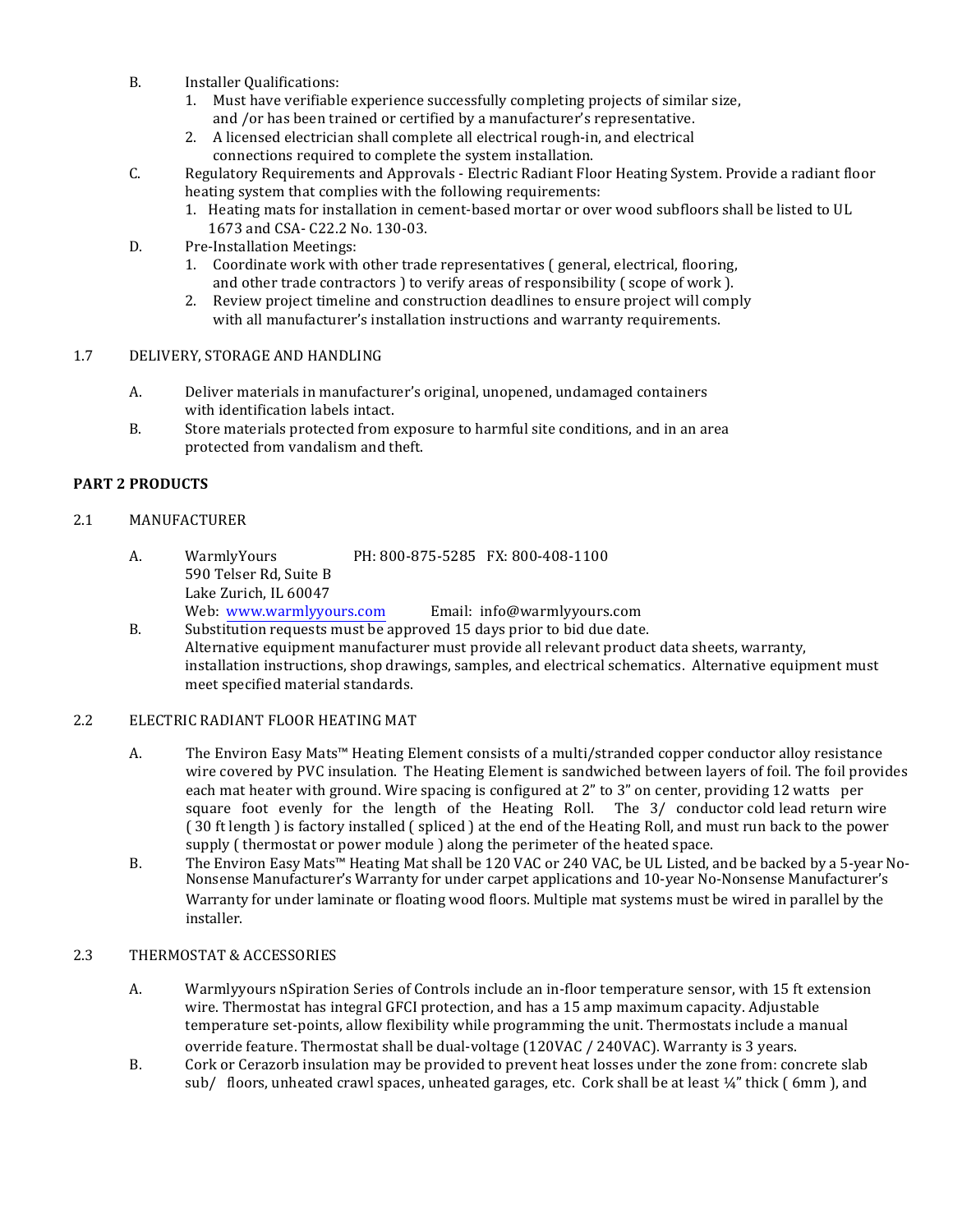B. Installer Qualifications:
   1. Must have verifiable experience successfully completing projects of similar size, and /or has been trained or certified by a manufacturer's representative.
   2. A licensed electrician shall complete all electrical rough-in, and electrical connections required to complete the system installation.

C. Regulatory Requirements and Approvals - Electric Radiant Floor Heating System. Provide a radiant floor heating system that complies with the following requirements:
   1. Heating mats for installation in cement-based mortar or over wood subfloors shall be listed to UL 1673 and CSA- C22.2 No. 130-03.

D. Pre-Installation Meetings:
   1. Coordinate work with other trade representatives ( general, electrical, flooring, and other trade contractors ) to verify areas of responsibility ( scope of work ).
   2. Review project timeline and construction deadlines to ensure project will comply with all manufacturer's installation instructions and warranty requirements.

## 1.7 DELIVERY, STORAGE AND HANDLING

A. Deliver materials in manufacturer's original, unopened, undamaged containers with identification labels intact.

B. Store materials protected from exposure to harmful site conditions, and in an area protected from vandalism and theft.

# PART 2 PRODUCTS

## 2.1 MANUFACTURER

A. WarmlyYours PH: 800-875-5285 FX: 800-408-1100
   590 Telser Rd, Suite B
   Lake Zurich, IL 60047
   Web: www.warmlyyours.com Email: info@warmlyyours.com

B. Substitution requests must be approved 15 days prior to bid due date.
   Alternative equipment manufacturer must provide all relevant product data sheets, warranty, installation instructions, shop drawings, samples, and electrical schematics. Alternative equipment must meet specified material standards.

## 2.2 ELECTRIC RADIANT FLOOR HEATING MAT

A. The Environ Easy Mats™ Heating Element consists of a multi/stranded copper conductor alloy resistance wire covered by PVC insulation. The Heating Element is sandwiched between layers of foil. The foil provides each mat heater with ground. Wire spacing is configured at 2" to 3" on center, providing 12 watts per square foot evenly for the length of the Heating Roll. The 3/ conductor cold lead return wire ( 30 ft length ) is factory installed ( spliced ) at the end of the Heating Roll, and must run back to the power supply ( thermostat or power module ) along the perimeter of the heated space.

B. The Environ Easy Mats™ Heating Mat shall be 120 VAC or 240 VAC, be UL Listed, and be backed by a 5-year No-Nonsense Manufacturer's Warranty for under carpet applications and 10-year No-Nonsense Manufacturer's Warranty for under laminate or floating wood floors. Multiple mat systems must be wired in parallel by the installer.

## 2.3 THERMOSTAT & ACCESSORIES

A. Warmlyyours nSpiration Series of Controls include an in-floor temperature sensor, with 15 ft extension wire. Thermostat has integral GFCI protection, and has a 15 amp maximum capacity. Adjustable temperature set-points, allow flexibility while programming the unit. Thermostats include a manual override feature. Thermostat shall be dual-voltage (120VAC / 240VAC). Warranty is 3 years.

B. Cork or Cerazorb insulation may be provided to prevent heat losses under the zone from: concrete slab sub/ floors, unheated crawl spaces, unheated garages, etc. Cork shall be at least ¼" thick ( 6mm ), and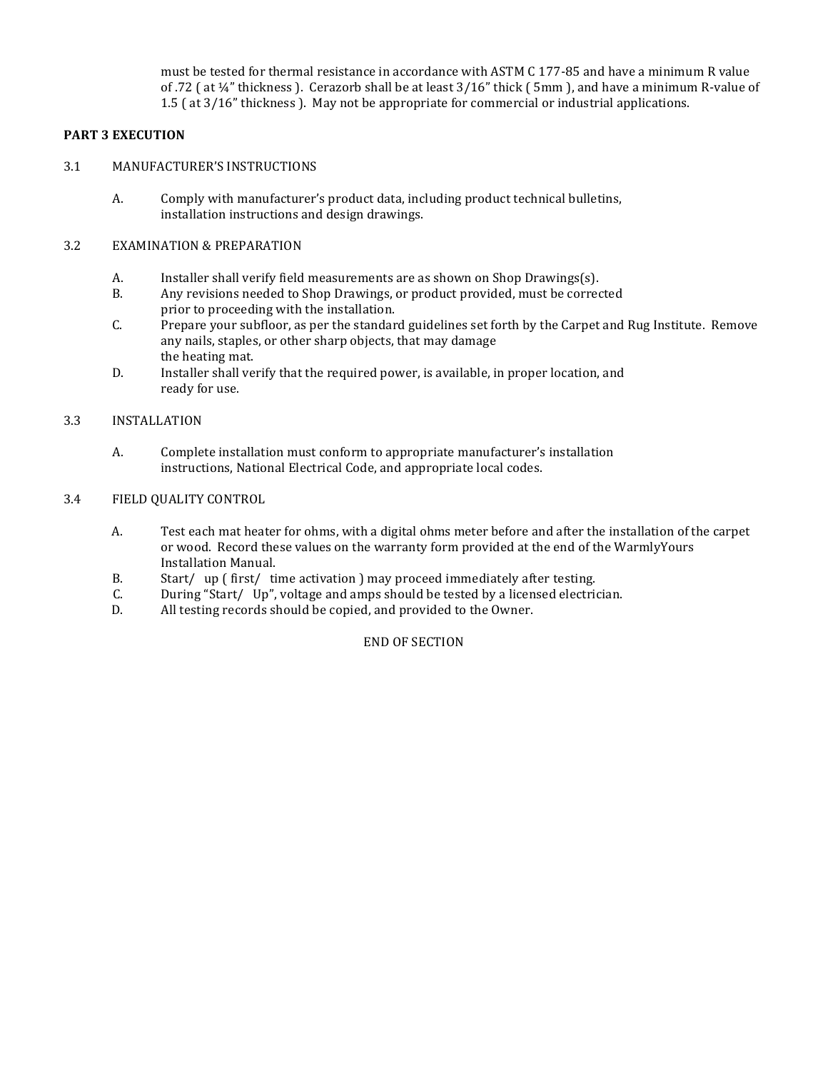must be tested for thermal resistance in accordance with ASTM C 177-85 and have a minimum R value of .72 ( at ¼" thickness ). Cerazorb shall be at least 3/16" thick ( 5mm ), and have a minimum R-value of 1.5 ( at 3/16" thickness ). May not be appropriate for commercial or industrial applications.

**PART 3 EXECUTION**

3.1 MANUFACTURER'S INSTRUCTIONS

A. Comply with manufacturer's product data, including product technical bulletins, installation instructions and design drawings.

3.2 EXAMINATION & PREPARATION

A. Installer shall verify field measurements are as shown on Shop Drawings(s).
B. Any revisions needed to Shop Drawings, or product provided, must be corrected prior to proceeding with the installation.
C. Prepare your subfloor, as per the standard guidelines set forth by the Carpet and Rug Institute. Remove any nails, staples, or other sharp objects, that may damage the heating mat.
D. Installer shall verify that the required power, is available, in proper location, and ready for use.

3.3 INSTALLATION

A. Complete installation must conform to appropriate manufacturer's installation instructions, National Electrical Code, and appropriate local codes.

3.4 FIELD QUALITY CONTROL

A. Test each mat heater for ohms, with a digital ohms meter before and after the installation of the carpet or wood. Record these values on the warranty form provided at the end of the WarmlyYours Installation Manual.
B. Start/ up ( first/ time activation ) may proceed immediately after testing.
C. During "Start/ Up", voltage and amps should be tested by a licensed electrician.
D. All testing records should be copied, and provided to the Owner.

END OF SECTION